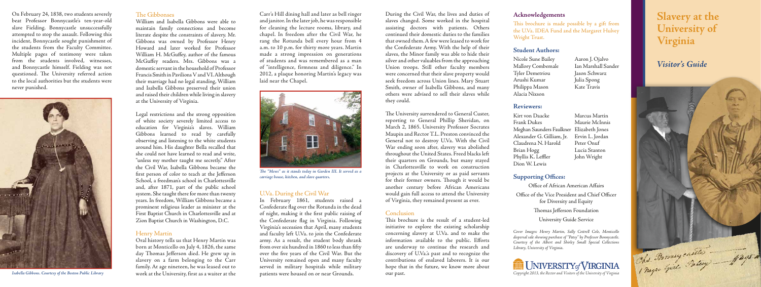On February 24, 1838, two students severely beat Professor Bonnycastle's ten-year-old slave Fielding. Bonnycastle unsuccessfully attempted to stop the assault. Following this incident, Bonnycastle sought punishment of the students from the Faculty Committee. Multiple pages of testimony were taken from the students involved, witnesses, and Bonnycastle himself. Fielding was not questioned. The University referred action to the local authorities but the students were never punished.

*Isabella Gibbons. Courtesy of the Boston Public Library*

### The Gibbonses

William and Isabella Gibbons were able to maintain family connections and become literate despite the constraints of slavery. Mr. Gibbons was owned by Professor Henry Howard and later worked for Professor William H. McGuffey, author of the famous McGuffey readers. Mrs. Gibbons was a domestic servant in the household of Professor Francis Smith in Pavilions V and VI. Although their marriage had no legal standing, William and Isabella Gibbons preserved their union and raised their children while living in slavery at the University of Virginia.

Legal restrictions and the strong opposition of white society severely limited access to education for Virginia's slaves. William Gibbons learned to read by carefully observing and listening to the white students around him. His daughter Bella recalled that she could not have learned to read and write, "unless my mother taught me secretly." After the Civil War, Isabella Gibbons became the first person of color to teach at the Jefferson School, a freedman's school in Charlottesville and, after 1871, part of the public school system. She taught there for more than twenty years. In freedom, William Gibbons became a prominent religious leader as minister at the First Baptist Church in Charlottesville and at Zion Baptist Church in Washington, D.C.

### Henry Martin

Oral history tells us that Henry Martin was born at Monticello on July 4, 1826, the same day Thomas Jefferson died. He grew up in slavery on a farm belonging to the Carr family. At age nineteen, he was leased out to work at the University, first as a waiter at the Carr's Hill dining hall and later as bell ringer and janitor. In the later job, he was responsible for cleaning the lecture rooms, library, and chapel. In freedom after the Civil War, he rang the Rotunda bell every hour from 4 a.m. to 10 p.m. for thirty more years. Martin made a strong impression on generations of students and was remembered as a man of "intelligence, firmness and diligence." In 2012, a plaque honoring Martin's legacy was laid near the Chapel.

*The "Mews" as it stands today in Garden III. It served as a carriage house, kitchen, and slave quarters.*

### U.Va. During the Civil War

In February 1861, students raised a Confederate flag over the Rotunda in the dead of night, making it the first public raising of the Confederate flag in Virginia. Following Virginia's secession that April, many students and faculty left U.Va. to join the Confederate army. As a result, the student body shrank from over six hundred in 1860 to less than fifty over the five years of the Civil War. But the University remained open and many faculty served in military hospitals while military patients were housed on or near Grounds.

During the Civil War, the lives and duties of slaves changed. Some worked in the hospital assisting doctors with patients. Others continued their domestic duties to the families that owned them. A few were leased to work for the Confederate Army. With the help of their slaves, the Minor family was able to hide their silver and other valuables from the approaching Union troops. Still other faculty members were concerned that their slave property would seek freedom across Union lines. Mary Stuart Smith, owner of Isabella Gibbons, and many others were advised to sell their slaves while they could.

The University surrendered to General Custer, reporting to General Phillip Sheridan, on March 2, 1865. University Professor Socrates Maupin and Rector T.L. Preston convinced the General not to destroy U.Va. With the Civil War ending soon after, slavery was abolished throughout the United States. Freed blacks left their quarters on Grounds, but many stayed in Charlottesville to work on construction projects at the University or as paid servants for their former owners. Though it would be another century before African Americans would gain full access to attend the University of Virginia, they remained present as ever.

### Conclusion

This brochure is the result of a student-led initiative to explore the existing scholarship concerning slavery at U.Va. and to make the information available to the public. Efforts are underway to continue the research and discovery of U.Va.'s past and to recognize the contributions of enslaved laborers. It is our hope that in the future, we know more about our past.

### Acknowledgements

This brochure is made possible by a gift from the U.Va. IDEA Fund and the Margaret Hulvey Wright Trust.

### Student Authors:

Nicole Sune Bailey, Mallory Combemale, Tyler Demetriou, Arushi Kumar, Philippa Mason, Alacia Nixson, Aaron J. Ojalvo, Ian Marshall Sander, Jason Schwarz, Julia Spong, Kate Travis

### Reviewers:

Kirt von Daacke, Frank Dukes, Meghan Saunders Faulkner, Alexander G. Gilliam, Jr., Claudrena N. Harold, Brian Hogg, Phyllis K. Leffler, Dion W. Lewis, Marcus Martin, Maurie McInnis, Elizabeth Jones, Ervin L. Jordan, Peter Onuf, Lucia Stanton, John Wright

### Supporting Offices:

Office of African American Affairs

Office of the Vice President and Chief Officer for Diversity and Equity

Thomas Jefferson Foundation

University Guide Service

*Cover Images: Henry Martin, Sally Cottrell Cole, Monticello dispersal sale showing purchase of "Patsy" by Professor Bonnycastle. Courtesy of the Albert and Shirley Small Special Collections Library, University of Virginia.*

University of Virginia

*Copyright 2013, the Rector and Visitors of the University of Virginia*

# Slavery at the University of Virginia

## *Visitor's Guide*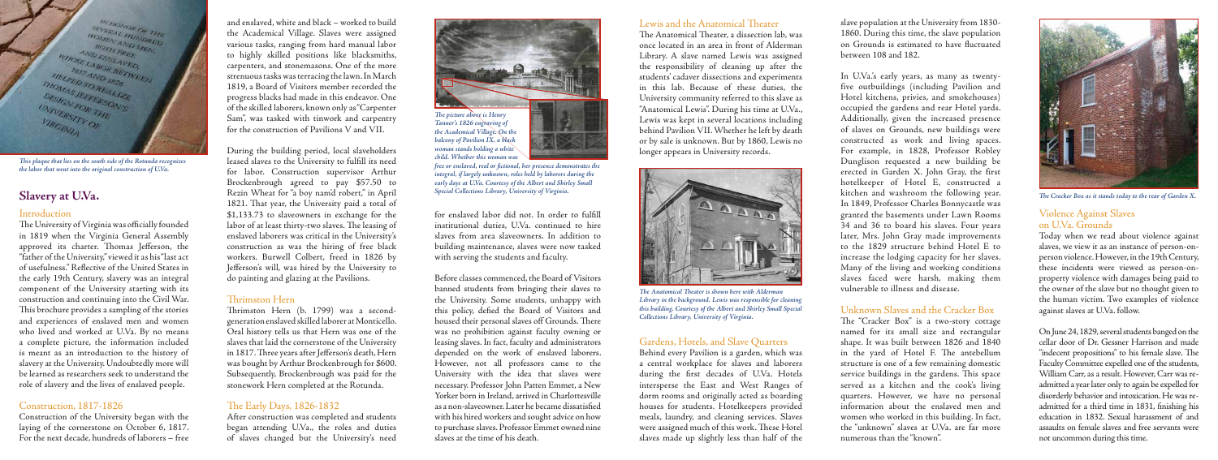This plaque that lies on the south side of the Rotunda recognizes the labor that went into the original construction of U.Va.

## Slavery at U.Va.

### Introduction

The University of Virginia was officially founded in 1819 when the Virginia General Assembly approved its charter. Thomas Jefferson, the "father of the University," viewed it as his "last act of usefulness." Reflective of the United States in the early 19th Century, slavery was an integral component of the University starting with its construction and continuing into the Civil War. This brochure provides a sampling of the stories and experiences of enslaved men and women who lived and worked at U.Va. By no means a complete picture, the information included is meant as an introduction to the history of slavery at the University. Undoubtedly more will be learned as researchers seek to understand the role of slavery and the lives of enslaved people.

### Construction, 1817-1826

Construction of the University began with the laying of the cornerstone on October 6, 1817. For the next decade, hundreds of laborers – free and enslaved, white and black – worked to build the Academical Village. Slaves were assigned various tasks, ranging from hard manual labor to highly skilled positions like blacksmiths, carpenters, and stonemasons. One of the more strenuous tasks was terracing the lawn. In March 1819, a Board of Visitors member recorded the progress blacks had made in this endeavor. One of the skilled laborers, known only as "Carpenter Sam", was tasked with tinwork and carpentry for the construction of Pavilions V and VII.

During the building period, local slaveholders leased slaves to the University to fulfill its need for labor. Construction supervisor Arthur Brockenbrough agreed to pay $57.50 to Rezin Wheat for "a boy nam'd robert," in April 1821. That year, the University paid a total of $1,133.73 to slaveowners in exchange for the labor of at least thirty-two slaves. The leasing of enslaved laborers was critical in the University's construction as was the hiring of free black workers. Burwell Colbert, freed in 1826 by Jefferson's will, was hired by the University to do painting and glazing at the Pavilions.

### Thrimston Hern

Thrimston Hern (b. 1799) was a second-generation enslaved skilled laborer at Monticello. Oral history tells us that Hern was one of the slaves that laid the cornerstone of the University in 1817. Three years after Jefferson's death, Hern was bought by Arthur Brockenbrough for $600. Subsequently, Brockenbrough was paid for the stonework Hern completed at the Rotunda.

### The Early Days, 1826-1832

After construction was completed and students began attending U.Va., the roles and duties of slaves changed but the University's need for enslaved labor did not. In order to fulfill institutional duties, U.Va. continued to hire slaves from area slaveowners. In addition to building maintenance, slaves were now tasked with serving the students and faculty.

*The picture above is Henry Tanner's 1826 engraving of the Academical Village. On the balcony of Pavilion IX, a black woman stands holding a white child. Whether this woman was free or enslaved, real or fictional, her presence demonstrates the integral, if largely unknown, roles held by laborers during the early days at U.Va. Courtesy of the Albert and Shirley Small Special Collections Library, University of Virginia.*

Before classes commenced, the Board of Visitors banned students from bringing their slaves to the University. Some students, unhappy with this policy, defied the Board of Visitors and housed their personal slaves off Grounds. There was no prohibition against faculty owning or leasing slaves. In fact, faculty and administrators depended on the work of enslaved laborers. However, not all professors came to the University with the idea that slaves were necessary. Professor John Patten Emmet, a New Yorker born in Ireland, arrived in Charlottesville as a non-slaveowner. Later he became dissatisfied with his hired workers and sought advice on how to purchase slaves. Professor Emmet owned nine slaves at the time of his death.

### Lewis and the Anatomical Theater

The Anatomical Theater, a dissection lab, was once located in an area in front of Alderman Library. A slave named Lewis was assigned the responsibility of cleaning up after the students' cadaver dissections and experiments in this lab. Because of these duties, the University community referred to this slave as "Anatomical Lewis". During his time at U.Va., Lewis was kept in several locations including behind Pavilion VII. Whether he left by death or by sale is unknown. But by 1860, Lewis no longer appears in University records.

*The Anatomical Theater is shown here with Alderman Library in the background. Lewis was responsible for cleaning this building. Courtesy of the Albert and Shirley Small Special Collections Library, University of Virginia.*

### Gardens, Hotels, and Slave Quarters

Behind every Pavilion is a garden, which was a central workplace for slaves and laborers during the first decades of U.Va. Hotels intersperse the East and West Ranges of dorm rooms and originally acted as boarding houses for students. Hotelkeepers provided meals, laundry, and cleaning services. Slaves were assigned much of this work. These Hotel slaves made up slightly less than half of the slave population at the University from 1830-1860. During this time, the slave population on Grounds is estimated to have fluctuated between 108 and 182.

In U.Va.'s early years, as many as twenty-five outbuildings (including Pavilion and Hotel kitchens, privies, and smokehouses) occupied the gardens and rear Hotel yards. Additionally, given the increased presence of slaves on Grounds, new buildings were constructed as work and living spaces. For example, in 1828, Professor Robley Dunglison requested a new building be erected in Garden X. John Gray, the first hotelkeeper of Hotel E, constructed a kitchen and washroom the following year. In 1849, Professor Charles Bonnycastle was granted the basements under Lawn Rooms 34 and 36 to board his slaves. Four years later, Mrs. John Gray made improvements to the 1829 structure behind Hotel E to increase the lodging capacity for her slaves. Many of the living and working conditions slaves faced were harsh, making them vulnerable to illness and disease.

### Unknown Slaves and the Cracker Box

The "Cracker Box" is a two-story cottage named for its small size and rectangular shape. It was built between 1826 and 1840 in the yard of Hotel F. The antebellum structure is one of a few remaining domestic service buildings in the gardens. This space served as a kitchen and the cook's living quarters. However, we have no personal information about the enslaved men and women who worked in this building. In fact, the "unknown" slaves at U.Va. are far more numerous than the "known".

*The Cracker Box as it stands today to the rear of Garden X.*

### Violence Against Slaves on U.Va. Grounds

Today when we read about violence against slaves, we view it as an instance of person-on-person violence. However, in the 19th Century, these incidents were viewed as person-on-property violence with damages being paid to the owner of the slave but no thought given to the human victim. Two examples of violence against slaves at U.Va. follow.

On June 24, 1829, several students banged on the cellar door of Dr. Gessner Harrison and made "indecent propositions" to his female slave. The Faculty Committee expelled one of the students, William Carr, as a result. However, Carr was re-admitted a year later only to again be expelled for disorderly behavior and intoxication. He was re-admitted for a third time in 1831, finishing his education in 1832. Sexual harassment of and assaults on female slaves and free servants were not uncommon during this time.